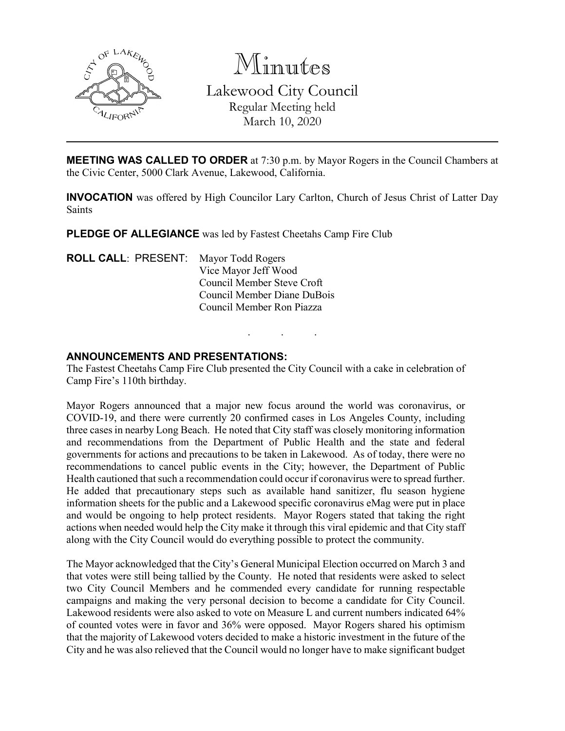# Minutes

## Lakewood City Council

Regular Meeting held
March 10, 2020

---

**MEETING WAS CALLED TO ORDER** at 7:30 p.m. by Mayor Rogers in the Council Chambers at the Civic Center, 5000 Clark Avenue, Lakewood, California.

**INVOCATION** was offered by High Councilor Lary Carlton, Church of Jesus Christ of Latter Day Saints

**PLEDGE OF ALLEGIANCE** was led by Fastest Cheetahs Camp Fire Club

**ROLL CALL**: PRESENT:
Mayor Todd Rogers
Vice Mayor Jeff Wood
Council Member Steve Croft
Council Member Diane DuBois
Council Member Ron Piazza

. . .

**ANNOUNCEMENTS AND PRESENTATIONS:**

The Fastest Cheetahs Camp Fire Club presented the City Council with a cake in celebration of Camp Fire's 110th birthday.

Mayor Rogers announced that a major new focus around the world was coronavirus, or COVID-19, and there were currently 20 confirmed cases in Los Angeles County, including three cases in nearby Long Beach. He noted that City staff was closely monitoring information and recommendations from the Department of Public Health and the state and federal governments for actions and precautions to be taken in Lakewood. As of today, there were no recommendations to cancel public events in the City; however, the Department of Public Health cautioned that such a recommendation could occur if coronavirus were to spread further. He added that precautionary steps such as available hand sanitizer, flu season hygiene information sheets for the public and a Lakewood specific coronavirus eMag were put in place and would be ongoing to help protect residents. Mayor Rogers stated that taking the right actions when needed would help the City make it through this viral epidemic and that City staff along with the City Council would do everything possible to protect the community.

The Mayor acknowledged that the City's General Municipal Election occurred on March 3 and that votes were still being tallied by the County. He noted that residents were asked to select two City Council Members and he commended every candidate for running respectable campaigns and making the very personal decision to become a candidate for City Council. Lakewood residents were also asked to vote on Measure L and current numbers indicated 64% of counted votes were in favor and 36% were opposed. Mayor Rogers shared his optimism that the majority of Lakewood voters decided to make a historic investment in the future of the City and he was also relieved that the Council would no longer have to make significant budget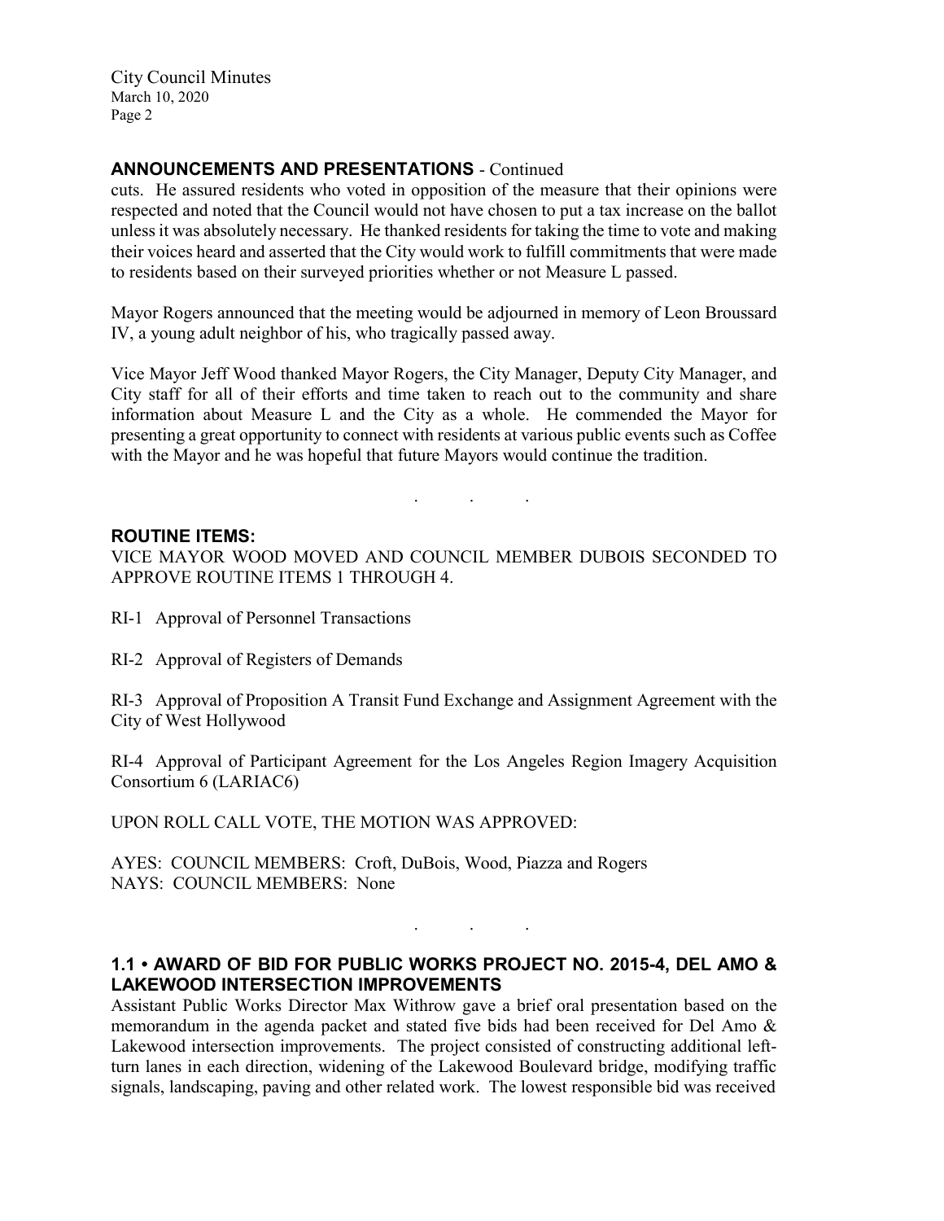## ANNOUNCEMENTS AND PRESENTATIONS - Continued

cuts. He assured residents who voted in opposition of the measure that their opinions were respected and noted that the Council would not have chosen to put a tax increase on the ballot unless it was absolutely necessary. He thanked residents for taking the time to vote and making their voices heard and asserted that the City would work to fulfill commitments that were made to residents based on their surveyed priorities whether or not Measure L passed.

Mayor Rogers announced that the meeting would be adjourned in memory of Leon Broussard IV, a young adult neighbor of his, who tragically passed away.

Vice Mayor Jeff Wood thanked Mayor Rogers, the City Manager, Deputy City Manager, and City staff for all of their efforts and time taken to reach out to the community and share information about Measure L and the City as a whole. He commended the Mayor for presenting a great opportunity to connect with residents at various public events such as Coffee with the Mayor and he was hopeful that future Mayors would continue the tradition.

. . .

## ROUTINE ITEMS:

VICE MAYOR WOOD MOVED AND COUNCIL MEMBER DUBOIS SECONDED TO APPROVE ROUTINE ITEMS 1 THROUGH 4.

RI-1 Approval of Personnel Transactions

RI-2 Approval of Registers of Demands

RI-3 Approval of Proposition A Transit Fund Exchange and Assignment Agreement with the City of West Hollywood

RI-4 Approval of Participant Agreement for the Los Angeles Region Imagery Acquisition Consortium 6 (LARIAC6)

UPON ROLL CALL VOTE, THE MOTION WAS APPROVED:

AYES: COUNCIL MEMBERS: Croft, DuBois, Wood, Piazza and Rogers
NAYS: COUNCIL MEMBERS: None

. . .

## 1.1 • AWARD OF BID FOR PUBLIC WORKS PROJECT NO. 2015-4, DEL AMO & LAKEWOOD INTERSECTION IMPROVEMENTS

Assistant Public Works Director Max Withrow gave a brief oral presentation based on the memorandum in the agenda packet and stated five bids had been received for Del Amo & Lakewood intersection improvements. The project consisted of constructing additional left-turn lanes in each direction, widening of the Lakewood Boulevard bridge, modifying traffic signals, landscaping, paving and other related work. The lowest responsible bid was received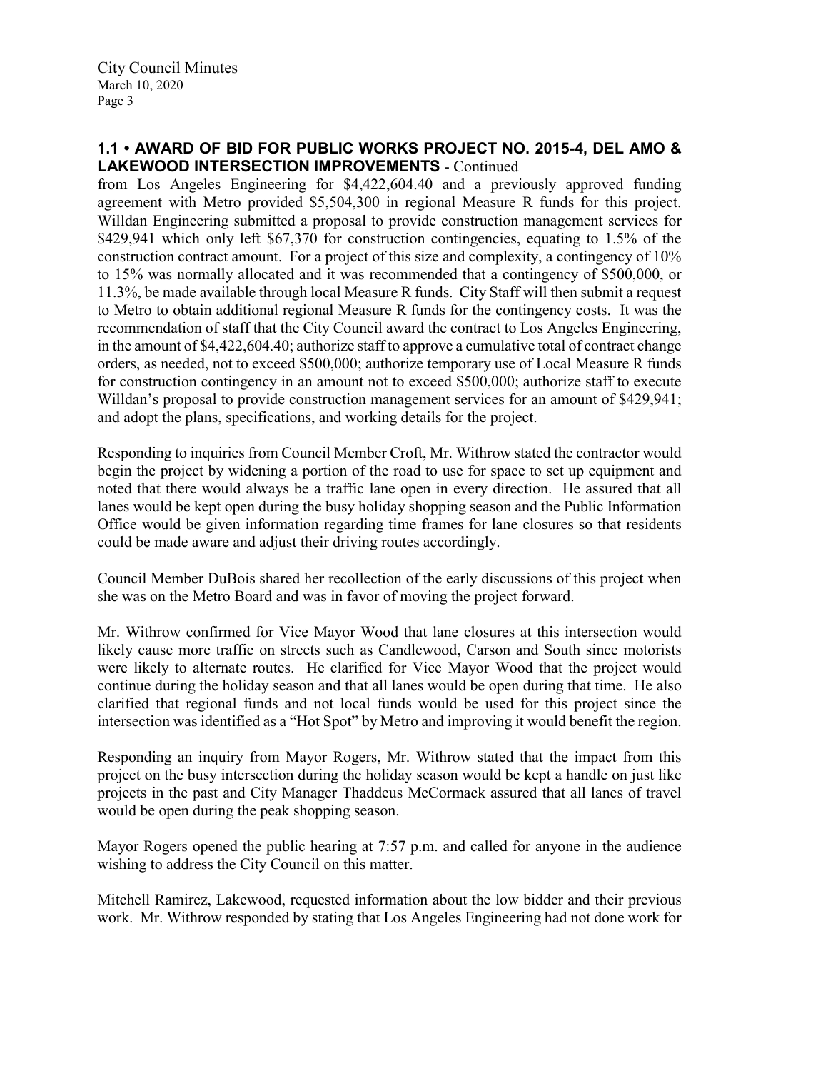### **1.1 • AWARD OF BID FOR PUBLIC WORKS PROJECT NO. 2015-4, DEL AMO & LAKEWOOD INTERSECTION IMPROVEMENTS** - Continued

from Los Angeles Engineering for $4,422,604.40 and a previously approved funding agreement with Metro provided $5,504,300 in regional Measure R funds for this project. Willdan Engineering submitted a proposal to provide construction management services for $429,941 which only left $67,370 for construction contingencies, equating to 1.5% of the construction contract amount. For a project of this size and complexity, a contingency of 10% to 15% was normally allocated and it was recommended that a contingency of $500,000, or 11.3%, be made available through local Measure R funds. City Staff will then submit a request to Metro to obtain additional regional Measure R funds for the contingency costs. It was the recommendation of staff that the City Council award the contract to Los Angeles Engineering, in the amount of $4,422,604.40; authorize staff to approve a cumulative total of contract change orders, as needed, not to exceed $500,000; authorize temporary use of Local Measure R funds for construction contingency in an amount not to exceed $500,000; authorize staff to execute Willdan's proposal to provide construction management services for an amount of $429,941; and adopt the plans, specifications, and working details for the project.

Responding to inquiries from Council Member Croft, Mr. Withrow stated the contractor would begin the project by widening a portion of the road to use for space to set up equipment and noted that there would always be a traffic lane open in every direction. He assured that all lanes would be kept open during the busy holiday shopping season and the Public Information Office would be given information regarding time frames for lane closures so that residents could be made aware and adjust their driving routes accordingly.

Council Member DuBois shared her recollection of the early discussions of this project when she was on the Metro Board and was in favor of moving the project forward.

Mr. Withrow confirmed for Vice Mayor Wood that lane closures at this intersection would likely cause more traffic on streets such as Candlewood, Carson and South since motorists were likely to alternate routes. He clarified for Vice Mayor Wood that the project would continue during the holiday season and that all lanes would be open during that time. He also clarified that regional funds and not local funds would be used for this project since the intersection was identified as a "Hot Spot" by Metro and improving it would benefit the region.

Responding an inquiry from Mayor Rogers, Mr. Withrow stated that the impact from this project on the busy intersection during the holiday season would be kept a handle on just like projects in the past and City Manager Thaddeus McCormack assured that all lanes of travel would be open during the peak shopping season.

Mayor Rogers opened the public hearing at 7:57 p.m. and called for anyone in the audience wishing to address the City Council on this matter.

Mitchell Ramirez, Lakewood, requested information about the low bidder and their previous work. Mr. Withrow responded by stating that Los Angeles Engineering had not done work for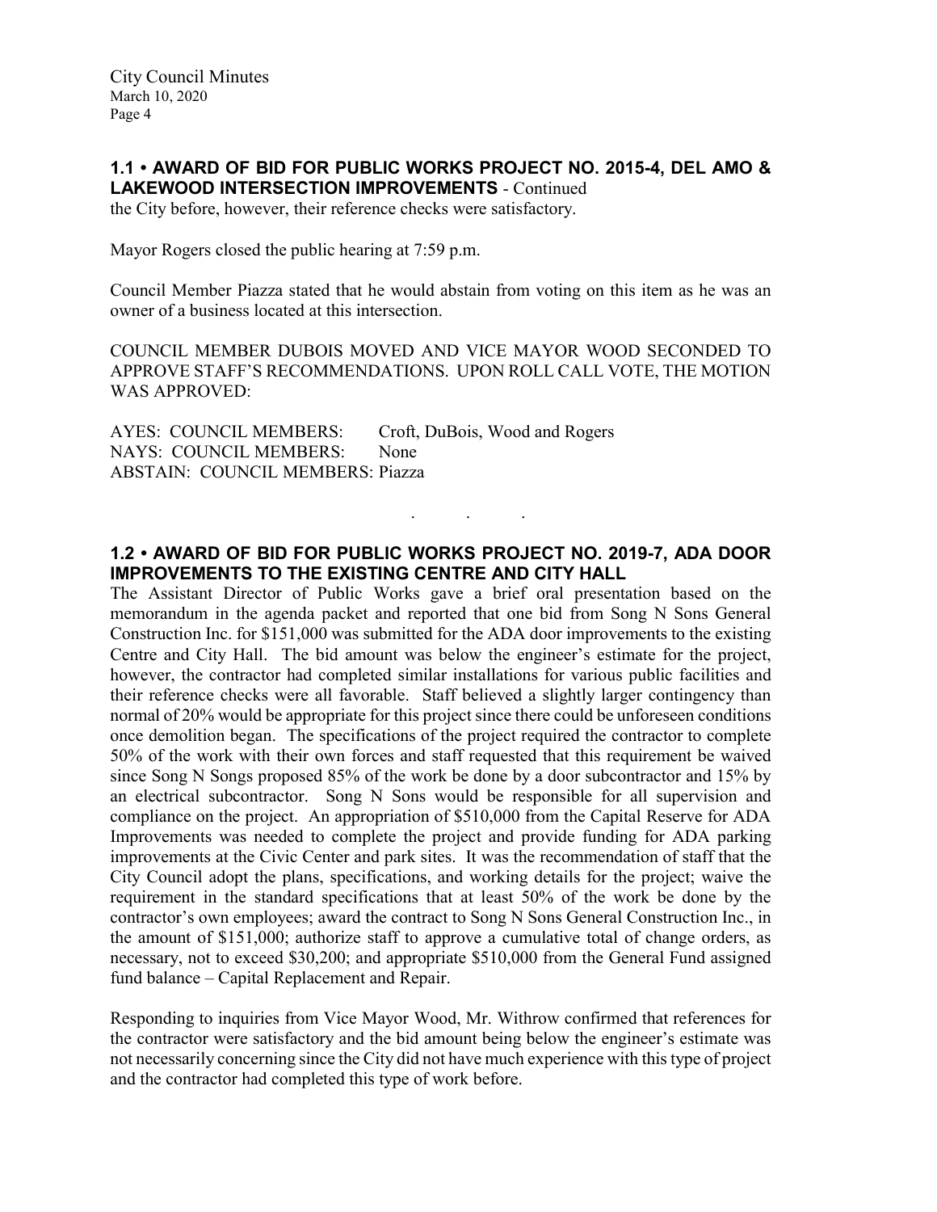### 1.1 • AWARD OF BID FOR PUBLIC WORKS PROJECT NO. 2015-4, DEL AMO & LAKEWOOD INTERSECTION IMPROVEMENTS - Continued

the City before, however, their reference checks were satisfactory.

Mayor Rogers closed the public hearing at 7:59 p.m.

Council Member Piazza stated that he would abstain from voting on this item as he was an owner of a business located at this intersection.

COUNCIL MEMBER DUBOIS MOVED AND VICE MAYOR WOOD SECONDED TO APPROVE STAFF'S RECOMMENDATIONS. UPON ROLL CALL VOTE, THE MOTION WAS APPROVED:

AYES: COUNCIL MEMBERS: Croft, DuBois, Wood and Rogers
NAYS: COUNCIL MEMBERS: None
ABSTAIN: COUNCIL MEMBERS: Piazza

. . .

### 1.2 • AWARD OF BID FOR PUBLIC WORKS PROJECT NO. 2019-7, ADA DOOR IMPROVEMENTS TO THE EXISTING CENTRE AND CITY HALL

The Assistant Director of Public Works gave a brief oral presentation based on the memorandum in the agenda packet and reported that one bid from Song N Sons General Construction Inc. for $151,000 was submitted for the ADA door improvements to the existing Centre and City Hall. The bid amount was below the engineer's estimate for the project, however, the contractor had completed similar installations for various public facilities and their reference checks were all favorable. Staff believed a slightly larger contingency than normal of 20% would be appropriate for this project since there could be unforeseen conditions once demolition began. The specifications of the project required the contractor to complete 50% of the work with their own forces and staff requested that this requirement be waived since Song N Songs proposed 85% of the work be done by a door subcontractor and 15% by an electrical subcontractor. Song N Sons would be responsible for all supervision and compliance on the project. An appropriation of $510,000 from the Capital Reserve for ADA Improvements was needed to complete the project and provide funding for ADA parking improvements at the Civic Center and park sites. It was the recommendation of staff that the City Council adopt the plans, specifications, and working details for the project; waive the requirement in the standard specifications that at least 50% of the work be done by the contractor's own employees; award the contract to Song N Sons General Construction Inc., in the amount of $151,000; authorize staff to approve a cumulative total of change orders, as necessary, not to exceed $30,200; and appropriate $510,000 from the General Fund assigned fund balance – Capital Replacement and Repair.

Responding to inquiries from Vice Mayor Wood, Mr. Withrow confirmed that references for the contractor were satisfactory and the bid amount being below the engineer's estimate was not necessarily concerning since the City did not have much experience with this type of project and the contractor had completed this type of work before.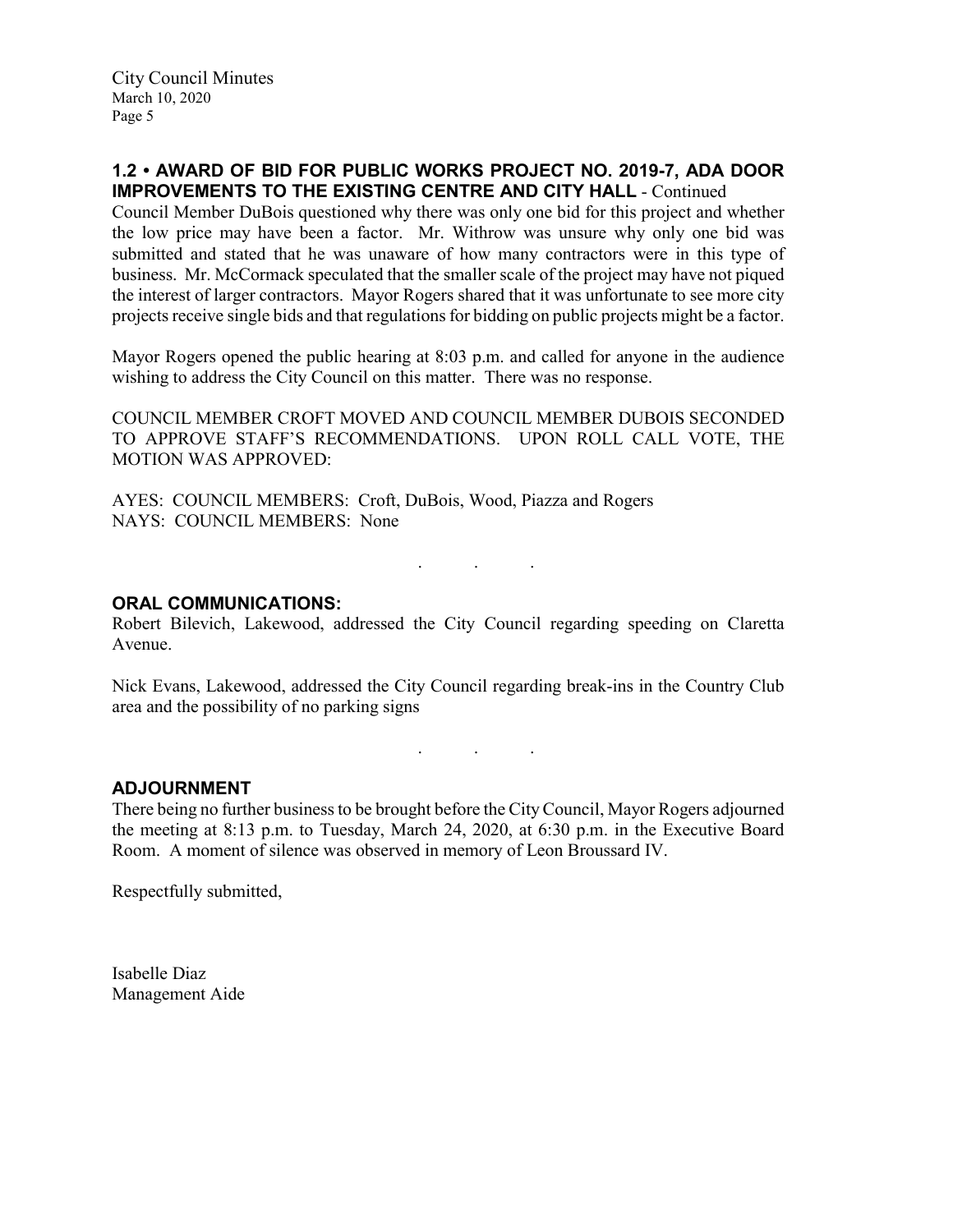**1.2 • AWARD OF BID FOR PUBLIC WORKS PROJECT NO. 2019-7, ADA DOOR IMPROVEMENTS TO THE EXISTING CENTRE AND CITY HALL** - Continued

Council Member DuBois questioned why there was only one bid for this project and whether the low price may have been a factor. Mr. Withrow was unsure why only one bid was submitted and stated that he was unaware of how many contractors were in this type of business. Mr. McCormack speculated that the smaller scale of the project may have not piqued the interest of larger contractors. Mayor Rogers shared that it was unfortunate to see more city projects receive single bids and that regulations for bidding on public projects might be a factor.

Mayor Rogers opened the public hearing at 8:03 p.m. and called for anyone in the audience wishing to address the City Council on this matter. There was no response.

COUNCIL MEMBER CROFT MOVED AND COUNCIL MEMBER DUBOIS SECONDED TO APPROVE STAFF'S RECOMMENDATIONS. UPON ROLL CALL VOTE, THE MOTION WAS APPROVED:

AYES: COUNCIL MEMBERS: Croft, DuBois, Wood, Piazza and Rogers
NAYS: COUNCIL MEMBERS: None

. . .

**ORAL COMMUNICATIONS:**

Robert Bilevich, Lakewood, addressed the City Council regarding speeding on Claretta Avenue.

Nick Evans, Lakewood, addressed the City Council regarding break-ins in the Country Club area and the possibility of no parking signs

. . .

**ADJOURNMENT**

There being no further business to be brought before the City Council, Mayor Rogers adjourned the meeting at 8:13 p.m. to Tuesday, March 24, 2020, at 6:30 p.m. in the Executive Board Room. A moment of silence was observed in memory of Leon Broussard IV.

Respectfully submitted,

Isabelle Diaz
Management Aide